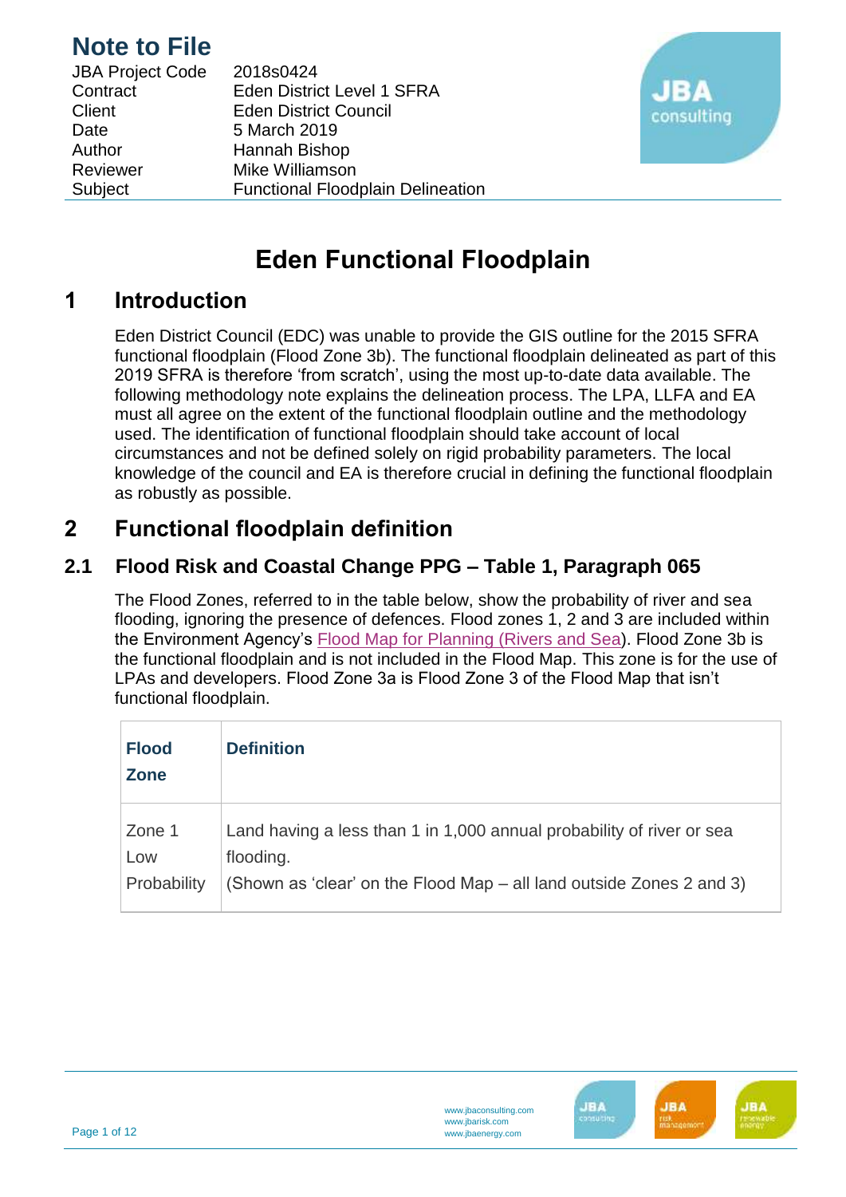# Note to File

| | |
|---|---|
| JBA Project Code | 2018s0424 |
| Contract | Eden District Level 1 SFRA |
| Client | Eden District Council |
| Date | 5 March 2019 |
| Author | Hannah Bishop |
| Reviewer | Mike Williamson |
| Subject | Functional Floodplain Delineation |

# Eden Functional Floodplain

## 1 Introduction

Eden District Council (EDC) was unable to provide the GIS outline for the 2015 SFRA functional floodplain (Flood Zone 3b). The functional floodplain delineated as part of this 2019 SFRA is therefore 'from scratch', using the most up-to-date data available. The following methodology note explains the delineation process. The LPA, LLFA and EA must all agree on the extent of the functional floodplain outline and the methodology used. The identification of functional floodplain should take account of local circumstances and not be defined solely on rigid probability parameters. The local knowledge of the council and EA is therefore crucial in defining the functional floodplain as robustly as possible.

## 2 Functional floodplain definition

### 2.1 Flood Risk and Coastal Change PPG – Table 1, Paragraph 065

The Flood Zones, referred to in the table below, show the probability of river and sea flooding, ignoring the presence of defences. Flood zones 1, 2 and 3 are included within the Environment Agency's Flood Map for Planning (Rivers and Sea). Flood Zone 3b is the functional floodplain and is not included in the Flood Map. This zone is for the use of LPAs and developers. Flood Zone 3a is Flood Zone 3 of the Flood Map that isn't functional floodplain.

| Flood Zone | Definition |
|---|---|
| Zone 1 Low Probability | Land having a less than 1 in 1,000 annual probability of river or sea flooding. (Shown as 'clear' on the Flood Map – all land outside Zones 2 and 3) |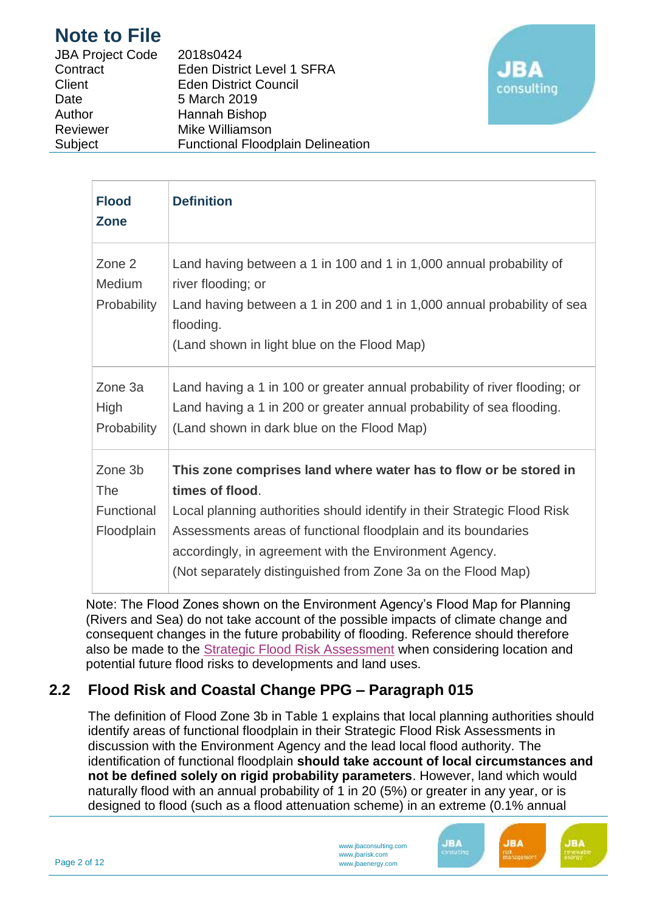| Flood Zone | Definition |
|---|---|
| Zone 2 Medium Probability | Land having between a 1 in 100 and 1 in 1,000 annual probability of river flooding; or<br>Land having between a 1 in 200 and 1 in 1,000 annual probability of sea flooding.<br>(Land shown in light blue on the Flood Map) |
| Zone 3a High Probability | Land having a 1 in 100 or greater annual probability of river flooding; or<br>Land having a 1 in 200 or greater annual probability of sea flooding.<br>(Land shown in dark blue on the Flood Map) |
| Zone 3b The Functional Floodplain | **This zone comprises land where water has to flow or be stored in times of flood**.<br>Local planning authorities should identify in their Strategic Flood Risk Assessments areas of functional floodplain and its boundaries accordingly, in agreement with the Environment Agency.<br>(Not separately distinguished from Zone 3a on the Flood Map) |

Note: The Flood Zones shown on the Environment Agency's Flood Map for Planning (Rivers and Sea) do not take account of the possible impacts of climate change and consequent changes in the future probability of flooding. Reference should therefore also be made to the Strategic Flood Risk Assessment when considering location and potential future flood risks to developments and land uses.

## 2.2 Flood Risk and Coastal Change PPG – Paragraph 015

The definition of Flood Zone 3b in Table 1 explains that local planning authorities should identify areas of functional floodplain in their Strategic Flood Risk Assessments in discussion with the Environment Agency and the lead local flood authority. The identification of functional floodplain **should take account of local circumstances and not be defined solely on rigid probability parameters**. However, land which would naturally flood with an annual probability of 1 in 20 (5%) or greater in any year, or is designed to flood (such as a flood attenuation scheme) in an extreme (0.1% annual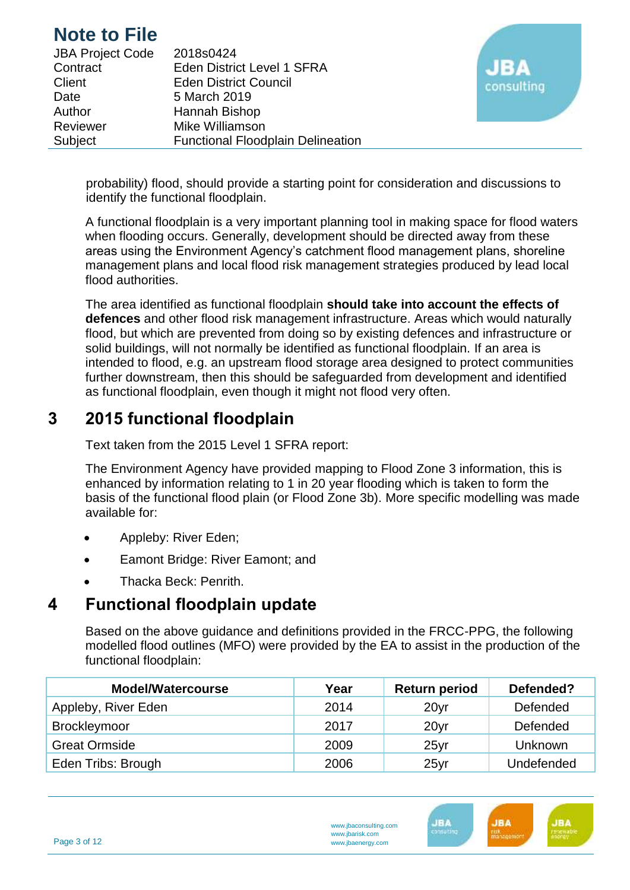probability) flood, should provide a starting point for consideration and discussions to identify the functional floodplain.

A functional floodplain is a very important planning tool in making space for flood waters when flooding occurs. Generally, development should be directed away from these areas using the Environment Agency's catchment flood management plans, shoreline management plans and local flood risk management strategies produced by lead local flood authorities.

The area identified as functional floodplain **should take into account the effects of defences** and other flood risk management infrastructure. Areas which would naturally flood, but which are prevented from doing so by existing defences and infrastructure or solid buildings, will not normally be identified as functional floodplain. If an area is intended to flood, e.g. an upstream flood storage area designed to protect communities further downstream, then this should be safeguarded from development and identified as functional floodplain, even though it might not flood very often.

## 3 2015 functional floodplain

Text taken from the 2015 Level 1 SFRA report:

The Environment Agency have provided mapping to Flood Zone 3 information, this is enhanced by information relating to 1 in 20 year flooding which is taken to form the basis of the functional flood plain (or Flood Zone 3b). More specific modelling was made available for:

- Appleby: River Eden;
- Eamont Bridge: River Eamont; and
- Thacka Beck: Penrith.

## 4 Functional floodplain update

Based on the above guidance and definitions provided in the FRCC-PPG, the following modelled flood outlines (MFO) were provided by the EA to assist in the production of the functional floodplain:

| Model/Watercourse | Year | Return period | Defended? |
|---|---|---|---|
| Appleby, River Eden | 2014 | 20yr | Defended |
| Brockleymoor | 2017 | 20yr | Defended |
| Great Ormside | 2009 | 25yr | Unknown |
| Eden Tribs: Brough | 2006 | 25yr | Undefended |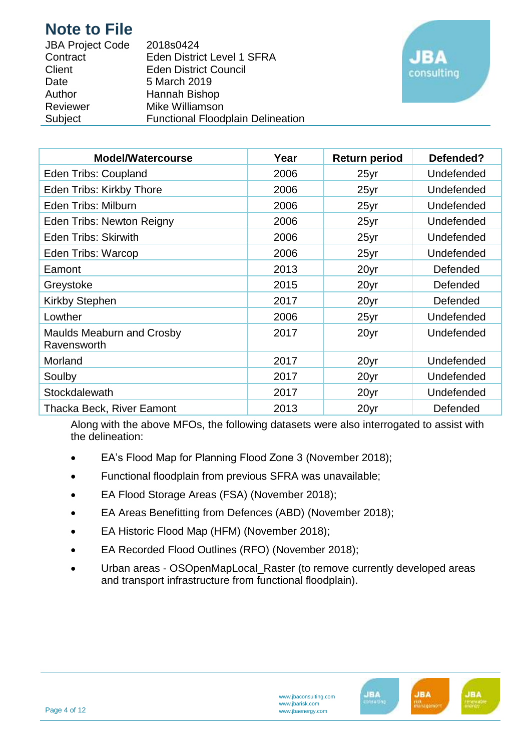# Note to File

| | |
|---|---|
| JBA Project Code | 2018s0424 |
| Contract | Eden District Level 1 SFRA |
| Client | Eden District Council |
| Date | 5 March 2019 |
| Author | Hannah Bishop |
| Reviewer | Mike Williamson |
| Subject | Functional Floodplain Delineation |

| Model/Watercourse | Year | Return period | Defended? |
|---|---|---|---|
| Eden Tribs: Coupland | 2006 | 25yr | Undefended |
| Eden Tribs: Kirkby Thore | 2006 | 25yr | Undefended |
| Eden Tribs: Milburn | 2006 | 25yr | Undefended |
| Eden Tribs: Newton Reigny | 2006 | 25yr | Undefended |
| Eden Tribs: Skirwith | 2006 | 25yr | Undefended |
| Eden Tribs: Warcop | 2006 | 25yr | Undefended |
| Eamont | 2013 | 20yr | Defended |
| Greystoke | 2015 | 20yr | Defended |
| Kirkby Stephen | 2017 | 20yr | Defended |
| Lowther | 2006 | 25yr | Undefended |
| Maulds Meaburn and Crosby Ravensworth | 2017 | 20yr | Undefended |
| Morland | 2017 | 20yr | Undefended |
| Soulby | 2017 | 20yr | Undefended |
| Stockdalewath | 2017 | 20yr | Undefended |
| Thacka Beck, River Eamont | 2013 | 20yr | Defended |

Along with the above MFOs, the following datasets were also interrogated to assist with the delineation:

- EA's Flood Map for Planning Flood Zone 3 (November 2018);
- Functional floodplain from previous SFRA was unavailable;
- EA Flood Storage Areas (FSA) (November 2018);
- EA Areas Benefitting from Defences (ABD) (November 2018);
- EA Historic Flood Map (HFM) (November 2018);
- EA Recorded Flood Outlines (RFO) (November 2018);
- Urban areas - OSOpenMapLocal_Raster (to remove currently developed areas and transport infrastructure from functional floodplain).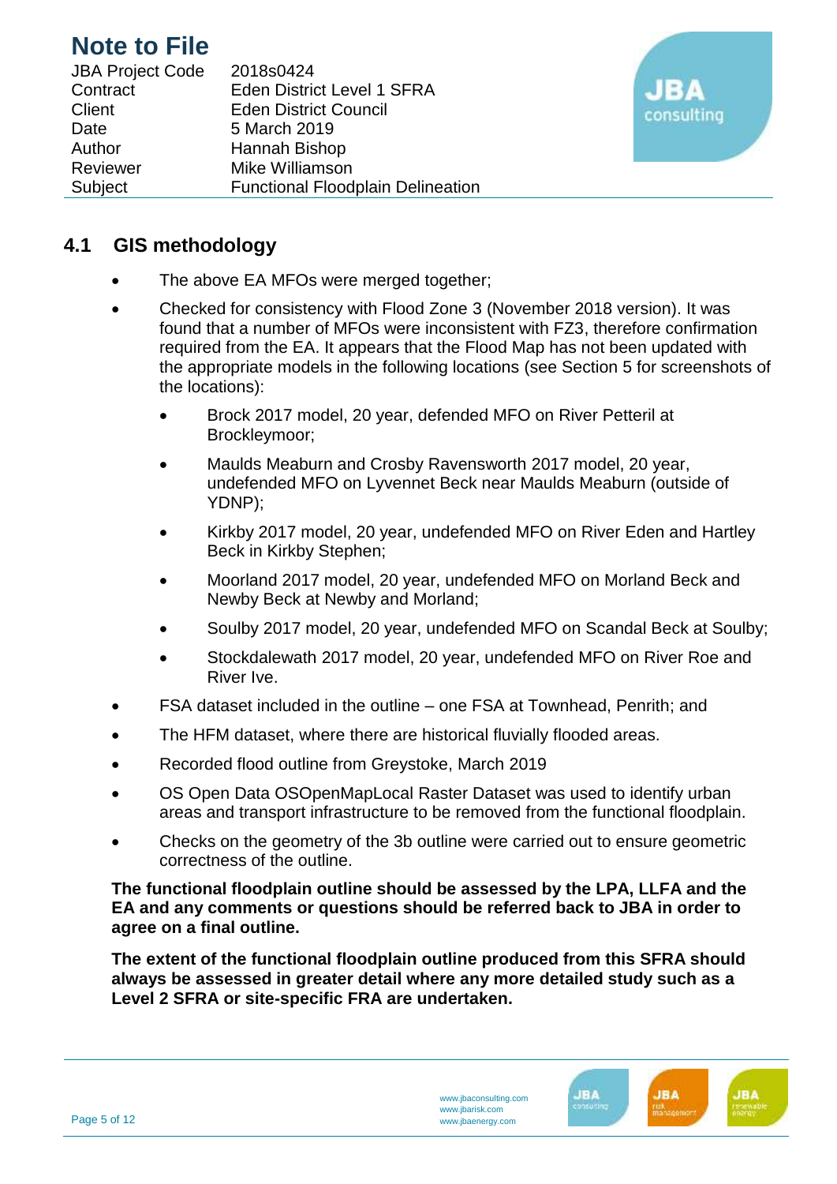# Note to File

| | |
|---|---|
| JBA Project Code | 2018s0424 |
| Contract | Eden District Level 1 SFRA |
| Client | Eden District Council |
| Date | 5 March 2019 |
| Author | Hannah Bishop |
| Reviewer | Mike Williamson |
| Subject | Functional Floodplain Delineation |

## 4.1 GIS methodology

- The above EA MFOs were merged together;
- Checked for consistency with Flood Zone 3 (November 2018 version). It was found that a number of MFOs were inconsistent with FZ3, therefore confirmation required from the EA. It appears that the Flood Map has not been updated with the appropriate models in the following locations (see Section 5 for screenshots of the locations):
  - Brock 2017 model, 20 year, defended MFO on River Petteril at Brockleymoor;
  - Maulds Meaburn and Crosby Ravensworth 2017 model, 20 year, undefended MFO on Lyvennet Beck near Maulds Meaburn (outside of YDNP);
  - Kirkby 2017 model, 20 year, undefended MFO on River Eden and Hartley Beck in Kirkby Stephen;
  - Moorland 2017 model, 20 year, undefended MFO on Morland Beck and Newby Beck at Newby and Morland;
  - Soulby 2017 model, 20 year, undefended MFO on Scandal Beck at Soulby;
  - Stockdalewath 2017 model, 20 year, undefended MFO on River Roe and River Ive.
- FSA dataset included in the outline – one FSA at Townhead, Penrith; and
- The HFM dataset, where there are historical fluvially flooded areas.
- Recorded flood outline from Greystoke, March 2019
- OS Open Data OSOpenMapLocal Raster Dataset was used to identify urban areas and transport infrastructure to be removed from the functional floodplain.
- Checks on the geometry of the 3b outline were carried out to ensure geometric correctness of the outline.

**The functional floodplain outline should be assessed by the LPA, LLFA and the EA and any comments or questions should be referred back to JBA in order to agree on a final outline.**

**The extent of the functional floodplain outline produced from this SFRA should always be assessed in greater detail where any more detailed study such as a Level 2 SFRA or site-specific FRA are undertaken.**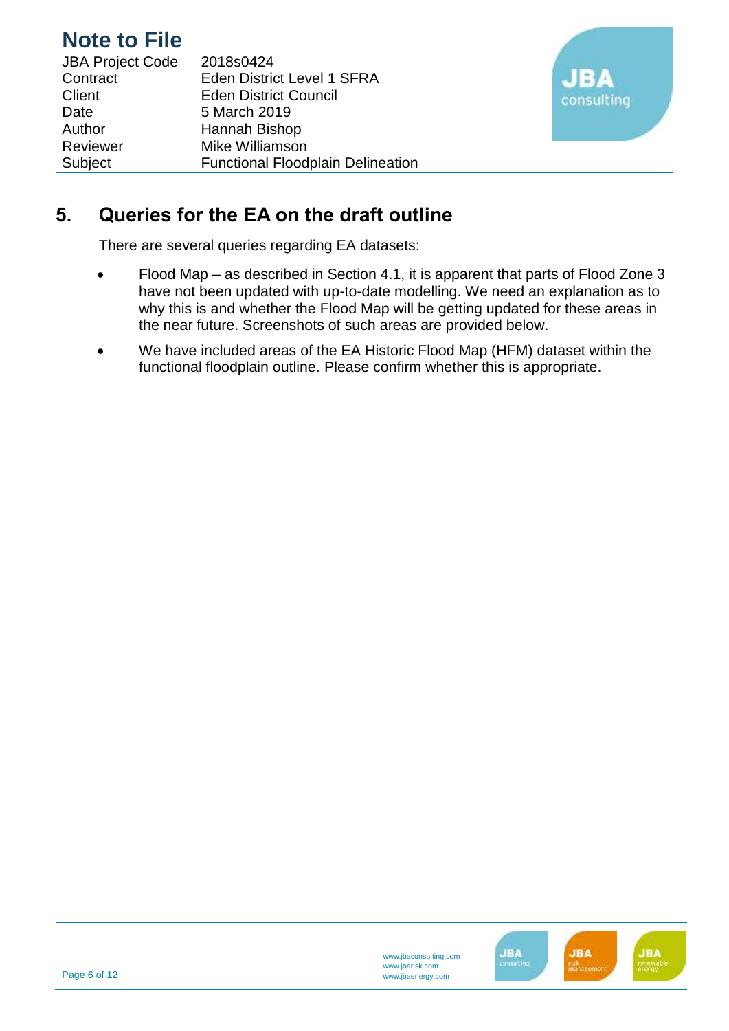# Note to File

| | |
|---|---|
| JBA Project Code | 2018s0424 |
| Contract | Eden District Level 1 SFRA |
| Client | Eden District Council |
| Date | 5 March 2019 |
| Author | Hannah Bishop |
| Reviewer | Mike Williamson |
| Subject | Functional Floodplain Delineation |

## 5. Queries for the EA on the draft outline

There are several queries regarding EA datasets:

- Flood Map – as described in Section 4.1, it is apparent that parts of Flood Zone 3 have not been updated with up-to-date modelling. We need an explanation as to why this is and whether the Flood Map will be getting updated for these areas in the near future. Screenshots of such areas are provided below.
- We have included areas of the EA Historic Flood Map (HFM) dataset within the functional floodplain outline. Please confirm whether this is appropriate.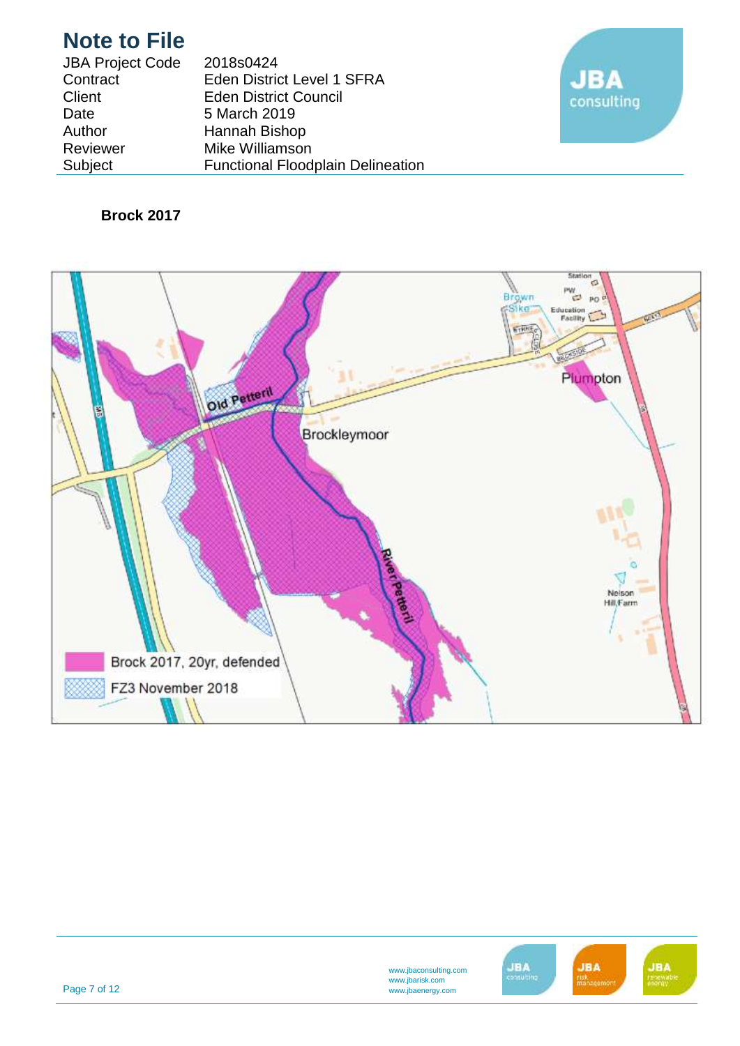# Note to File

| | |
|---|---|
| JBA Project Code | 2018s0424 |
| Contract | Eden District Level 1 SFRA |
| Client | Eden District Council |
| Date | 5 March 2019 |
| Author | Hannah Bishop |
| Reviewer | Mike Williamson |
| Subject | Functional Floodplain Delineation |

**Brock 2017**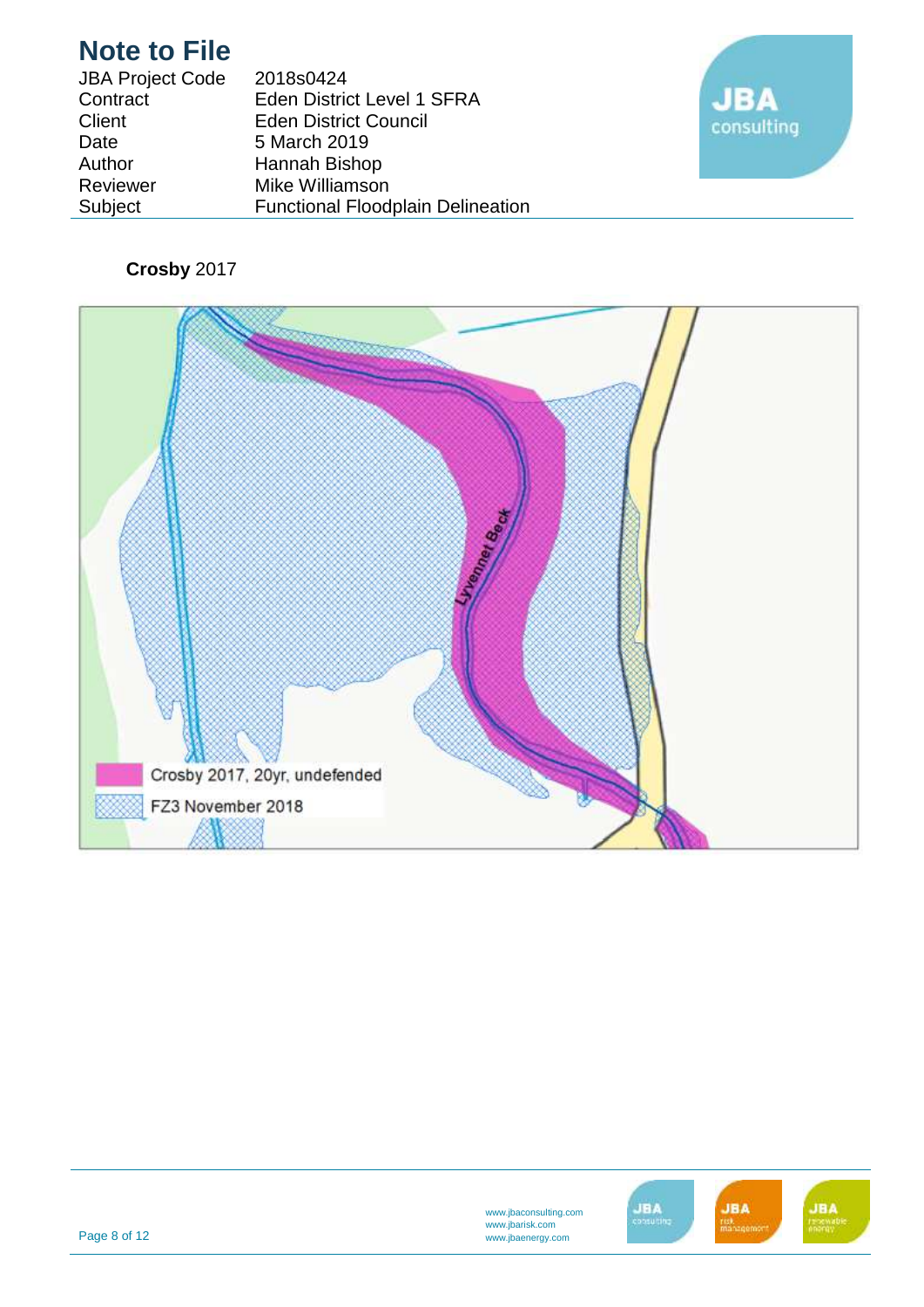# Note to File

| | |
|---|---|
| JBA Project Code | 2018s0424 |
| Contract | Eden District Level 1 SFRA |
| Client | Eden District Council |
| Date | 5 March 2019 |
| Author | Hannah Bishop |
| Reviewer | Mike Williamson |
| Subject | Functional Floodplain Delineation |

**Crosby** 2017

Lyvennet Beck

Crosby 2017, 20yr, undefended

FZ3 November 2018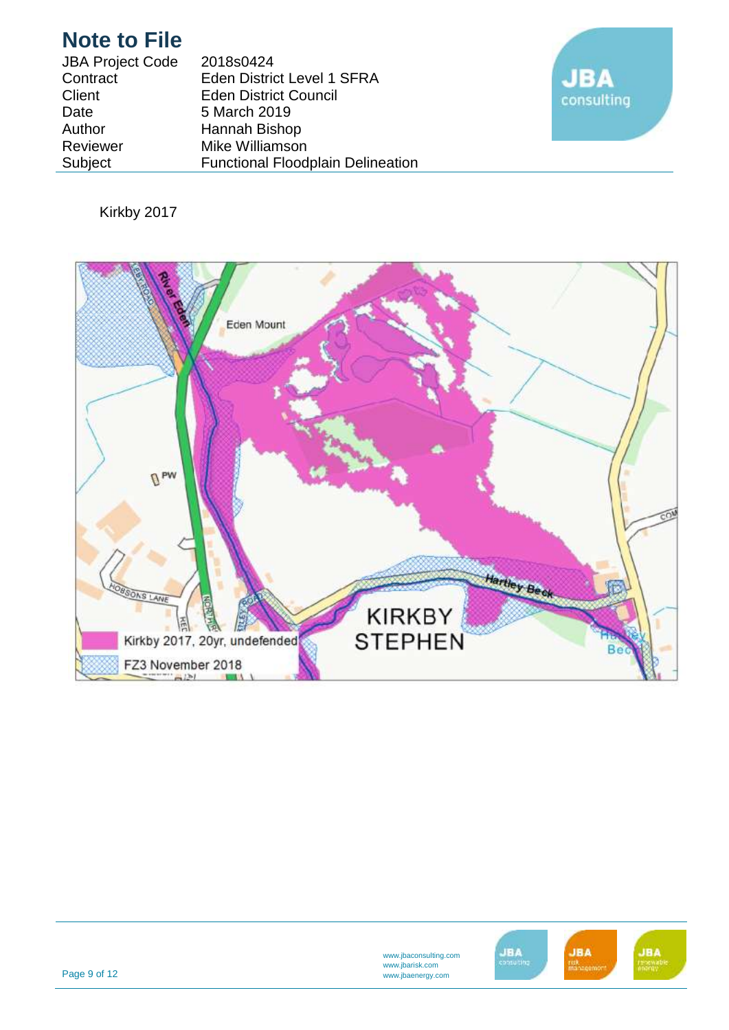# Note to File

| | |
|---|---|
| JBA Project Code | 2018s0424 |
| Contract | Eden District Level 1 SFRA |
| Client | Eden District Council |
| Date | 5 March 2019 |
| Author | Hannah Bishop |
| Reviewer | Mike Williamson |
| Subject | Functional Floodplain Delineation |

Kirkby 2017

Kirkby 2017, 20yr, undefended

FZ3 November 2018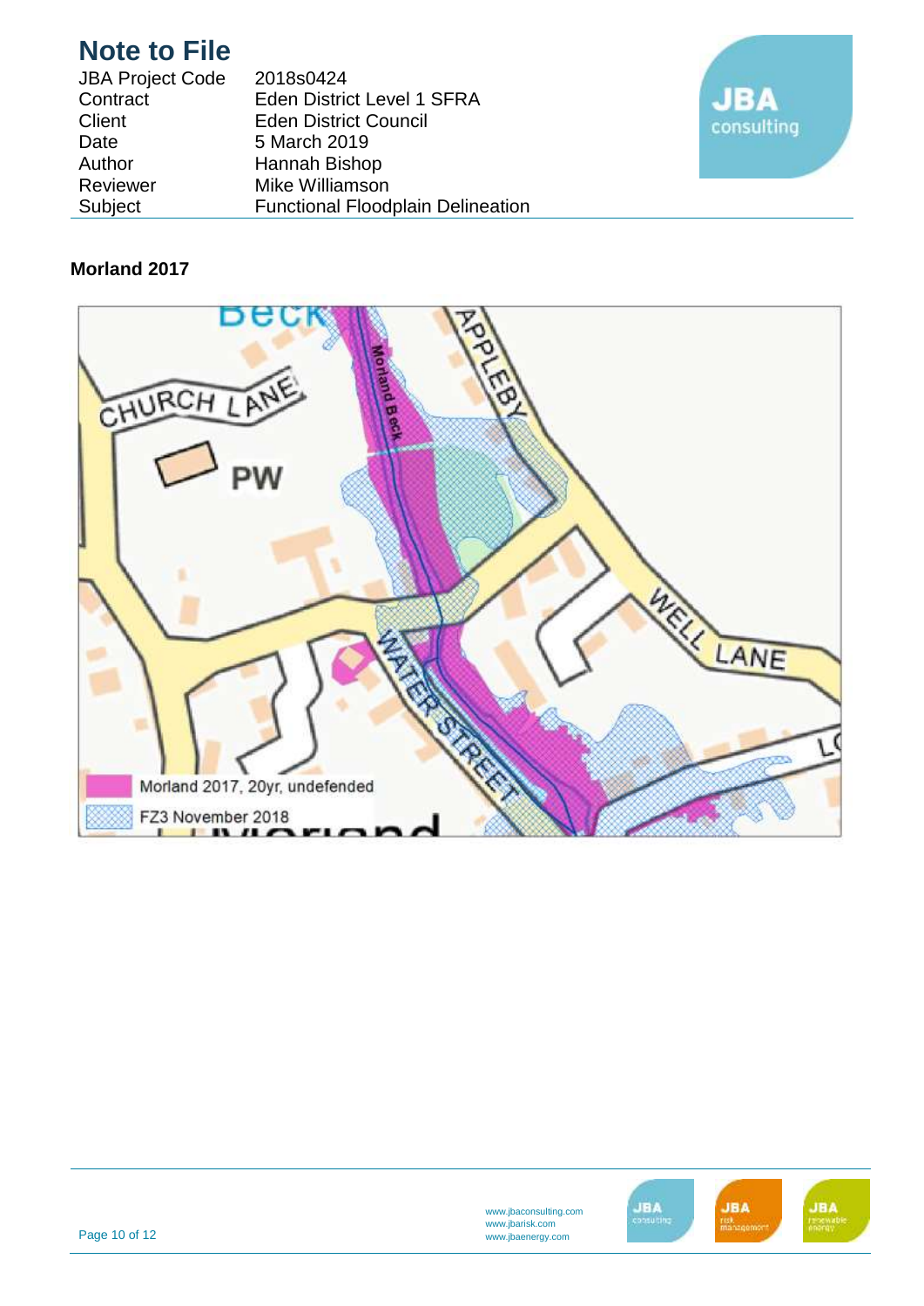# Note to File

| | |
|---|---|
| JBA Project Code | 2018s0424 |
| Contract | Eden District Level 1 SFRA |
| Client | Eden District Council |
| Date | 5 March 2019 |
| Author | Hannah Bishop |
| Reviewer | Mike Williamson |
| Subject | Functional Floodplain Delineation |

**Morland 2017**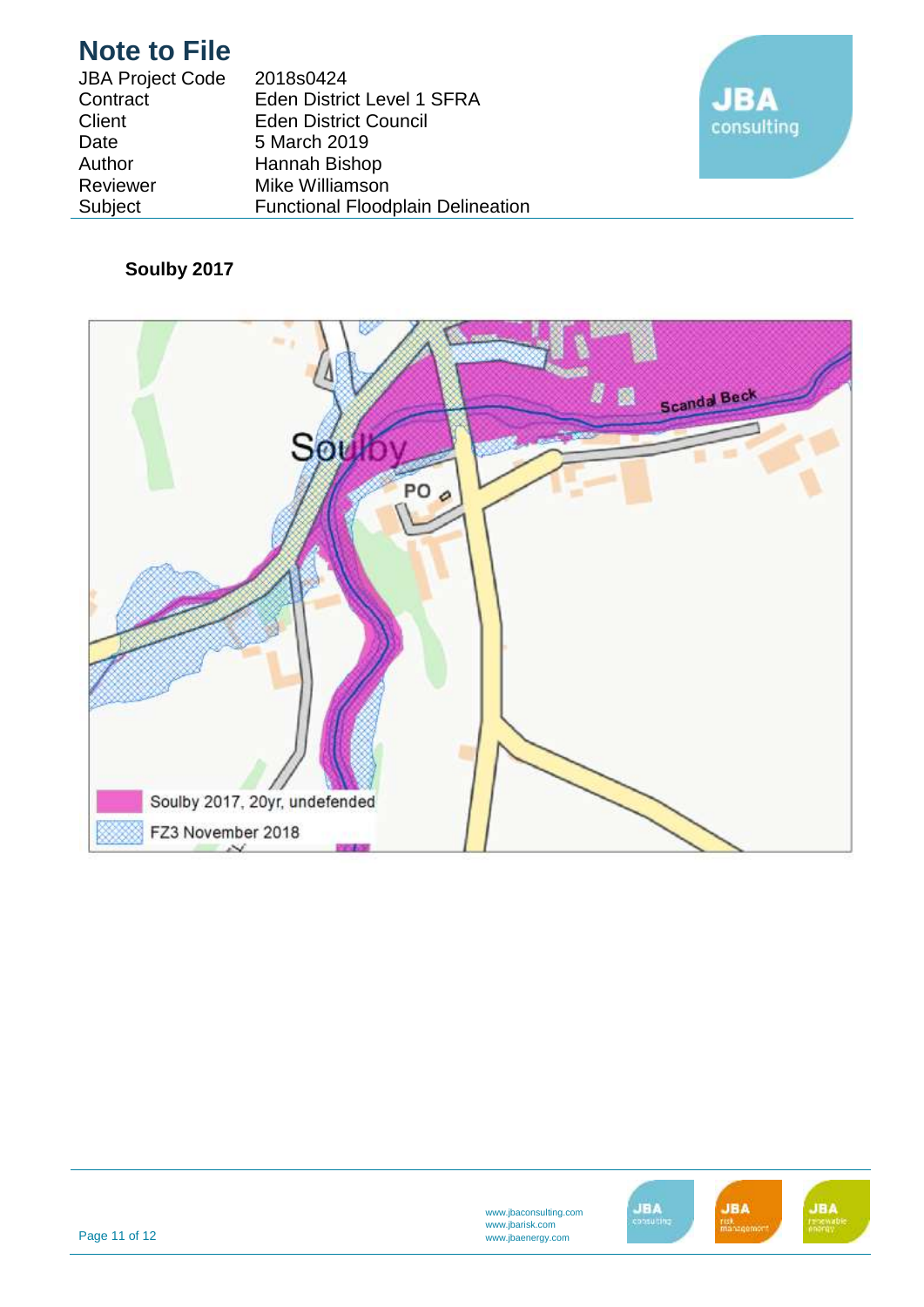# Note to File

| | |
|---|---|
| JBA Project Code | 2018s0424 |
| Contract | Eden District Level 1 SFRA |
| Client | Eden District Council |
| Date | 5 March 2019 |
| Author | Hannah Bishop |
| Reviewer | Mike Williamson |
| Subject | Functional Floodplain Delineation |

**Soulby 2017**

Soulby

PO

Scandal Beck

Soulby 2017, 20yr, undefended

FZ3 November 2018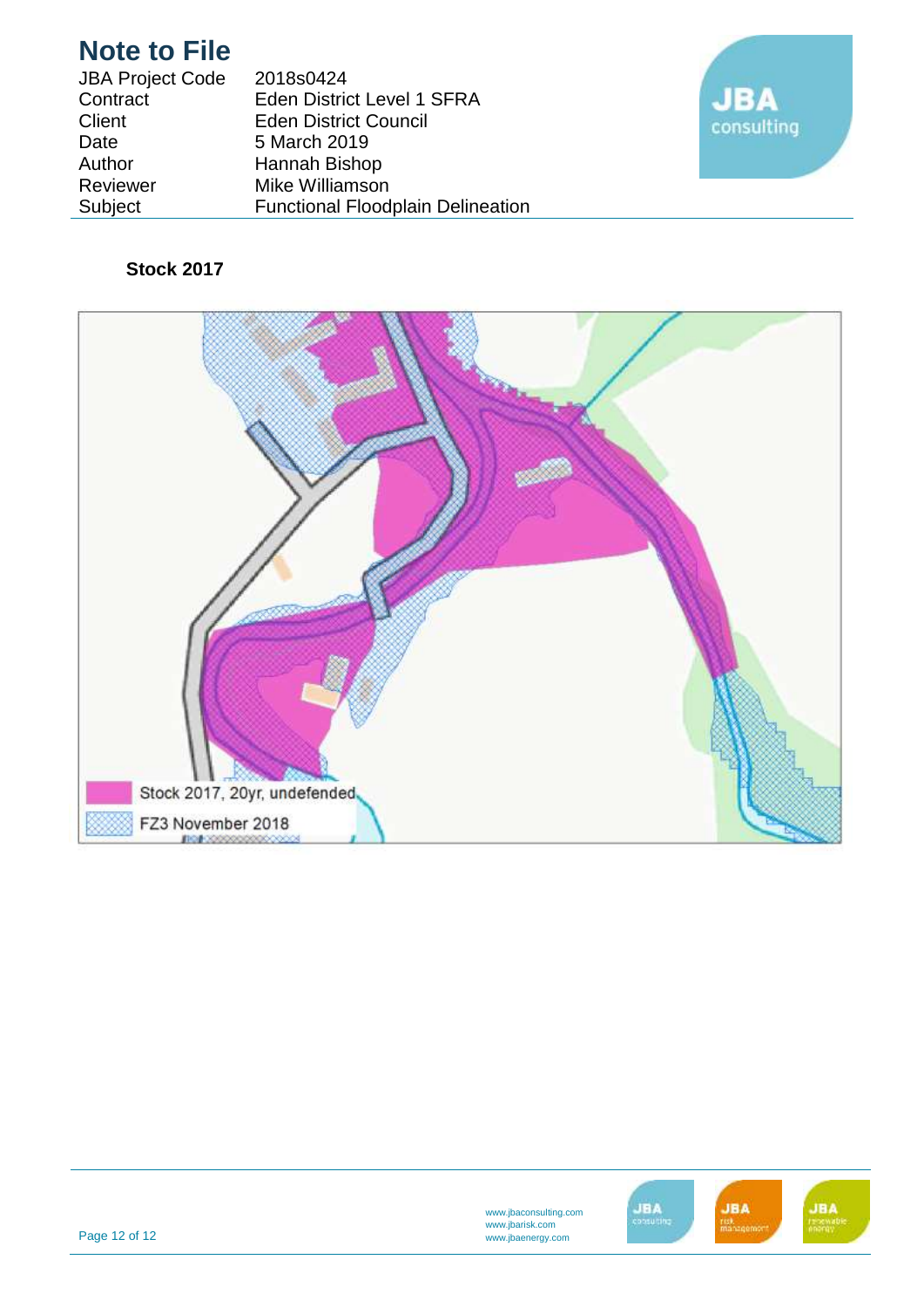# Note to File

| | |
|---|---|
| JBA Project Code | 2018s0424 |
| Contract | Eden District Level 1 SFRA |
| Client | Eden District Council |
| Date | 5 March 2019 |
| Author | Hannah Bishop |
| Reviewer | Mike Williamson |
| Subject | Functional Floodplain Delineation |

**Stock 2017**

Stock 2017, 20yr, undefended

FZ3 November 2018